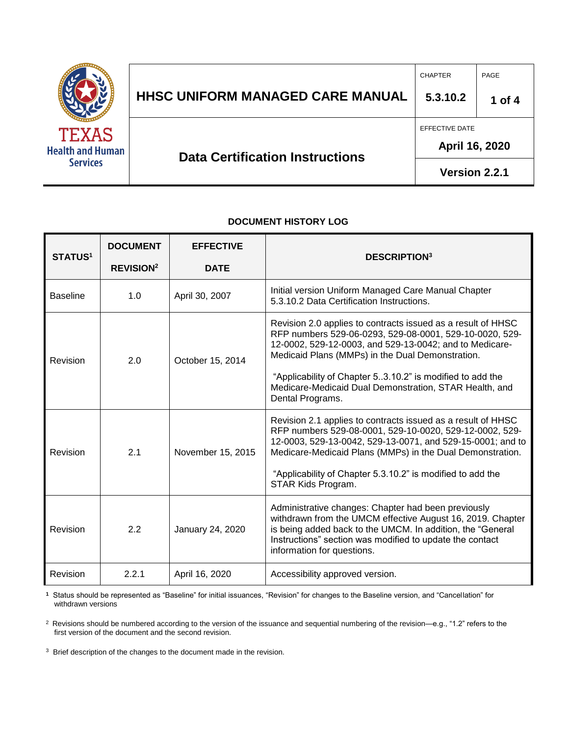| | HHSC UNIFORM MANAGED CARE MANUAL | CHAPTER 5.3.10.2 | PAGE 1 of 4 |
|---|---|---|---|
| TEXAS Health and Human Services | Data Certification Instructions | EFFECTIVE DATE April 16, 2020 | |
| | | Version 2.2.1 | |

## DOCUMENT HISTORY LOG

| STATUS[1] | DOCUMENT REVISION[2] | EFFECTIVE DATE | DESCRIPTION[3] |
|---|---|---|---|
| Baseline | 1.0 | April 30, 2007 | Initial version Uniform Managed Care Manual Chapter 5.3.10.2 Data Certification Instructions. |
| Revision | 2.0 | October 15, 2014 | Revision 2.0 applies to contracts issued as a result of HHSC RFP numbers 529-06-0293, 529-08-0001, 529-10-0020, 529-12-0002, 529-12-0003, and 529-13-0042; and to Medicare-Medicaid Plans (MMPs) in the Dual Demonstration. "Applicability of Chapter 5..3.10.2" is modified to add the Medicare-Medicaid Dual Demonstration, STAR Health, and Dental Programs. |
| Revision | 2.1 | November 15, 2015 | Revision 2.1 applies to contracts issued as a result of HHSC RFP numbers 529-08-0001, 529-10-0020, 529-12-0002, 529-12-0003, 529-13-0042, 529-13-0071, and 529-15-0001; and to Medicare-Medicaid Plans (MMPs) in the Dual Demonstration. "Applicability of Chapter 5.3.10.2" is modified to add the STAR Kids Program. |
| Revision | 2.2 | January 24, 2020 | Administrative changes: Chapter had been previously withdrawn from the UMCM effective August 16, 2019. Chapter is being added back to the UMCM. In addition, the "General Instructions" section was modified to update the contact information for questions. |
| Revision | 2.2.1 | April 16, 2020 | Accessibility approved version. |

[1] Status should be represented as "Baseline" for initial issuances, "Revision" for changes to the Baseline version, and "Cancellation" for withdrawn versions

[2] Revisions should be numbered according to the version of the issuance and sequential numbering of the revision—e.g., "1.2" refers to the first version of the document and the second revision.

[3] Brief description of the changes to the document made in the revision.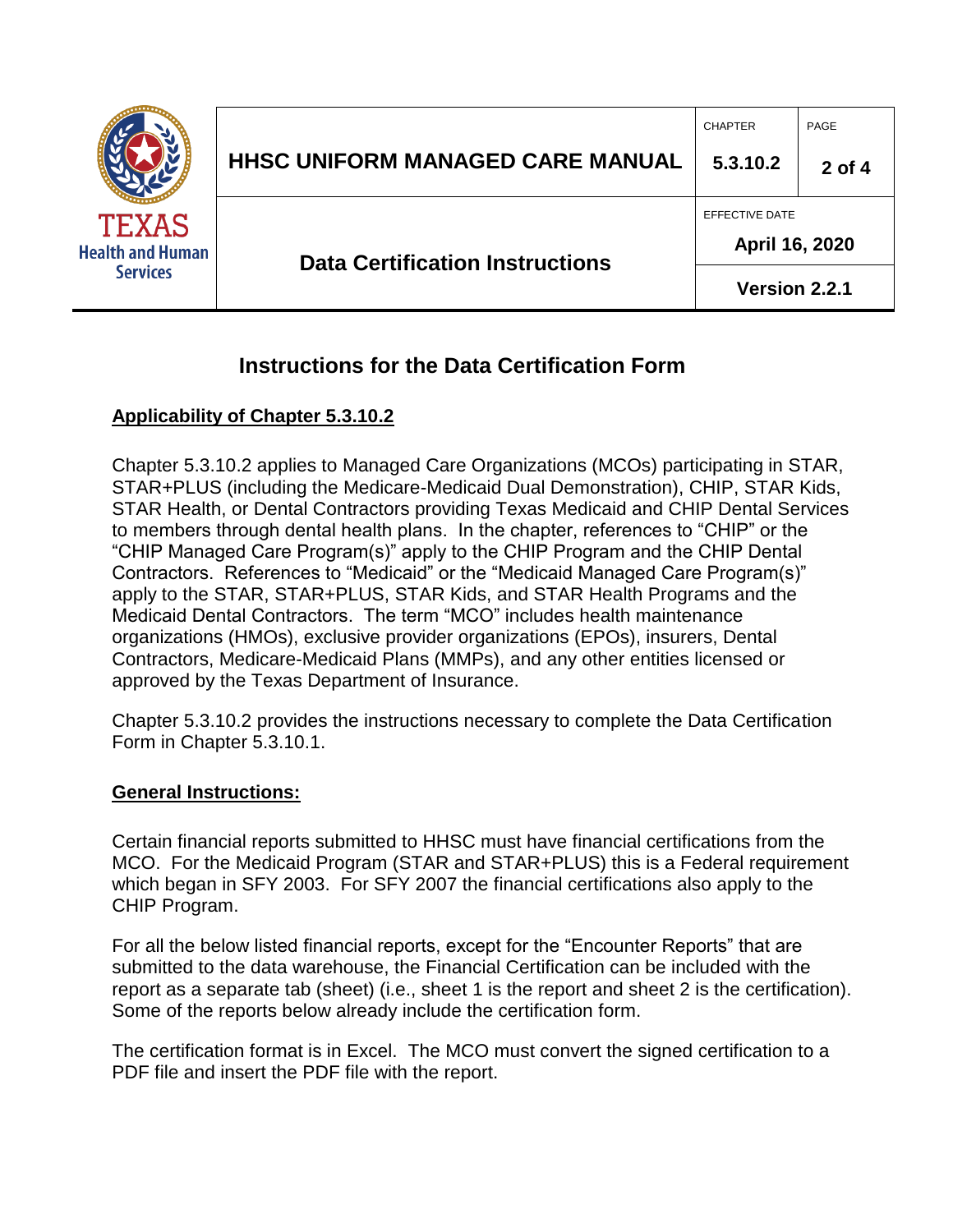# Instructions for the Data Certification Form

## Applicability of Chapter 5.3.10.2

Chapter 5.3.10.2 applies to Managed Care Organizations (MCOs) participating in STAR, STAR+PLUS (including the Medicare-Medicaid Dual Demonstration), CHIP, STAR Kids, STAR Health, or Dental Contractors providing Texas Medicaid and CHIP Dental Services to members through dental health plans. In the chapter, references to "CHIP" or the "CHIP Managed Care Program(s)" apply to the CHIP Program and the CHIP Dental Contractors. References to "Medicaid" or the "Medicaid Managed Care Program(s)" apply to the STAR, STAR+PLUS, STAR Kids, and STAR Health Programs and the Medicaid Dental Contractors. The term "MCO" includes health maintenance organizations (HMOs), exclusive provider organizations (EPOs), insurers, Dental Contractors, Medicare-Medicaid Plans (MMPs), and any other entities licensed or approved by the Texas Department of Insurance.

Chapter 5.3.10.2 provides the instructions necessary to complete the Data Certification Form in Chapter 5.3.10.1.

## General Instructions:

Certain financial reports submitted to HHSC must have financial certifications from the MCO. For the Medicaid Program (STAR and STAR+PLUS) this is a Federal requirement which began in SFY 2003. For SFY 2007 the financial certifications also apply to the CHIP Program.

For all the below listed financial reports, except for the "Encounter Reports" that are submitted to the data warehouse, the Financial Certification can be included with the report as a separate tab (sheet) (i.e., sheet 1 is the report and sheet 2 is the certification). Some of the reports below already include the certification form.

The certification format is in Excel. The MCO must convert the signed certification to a PDF file and insert the PDF file with the report.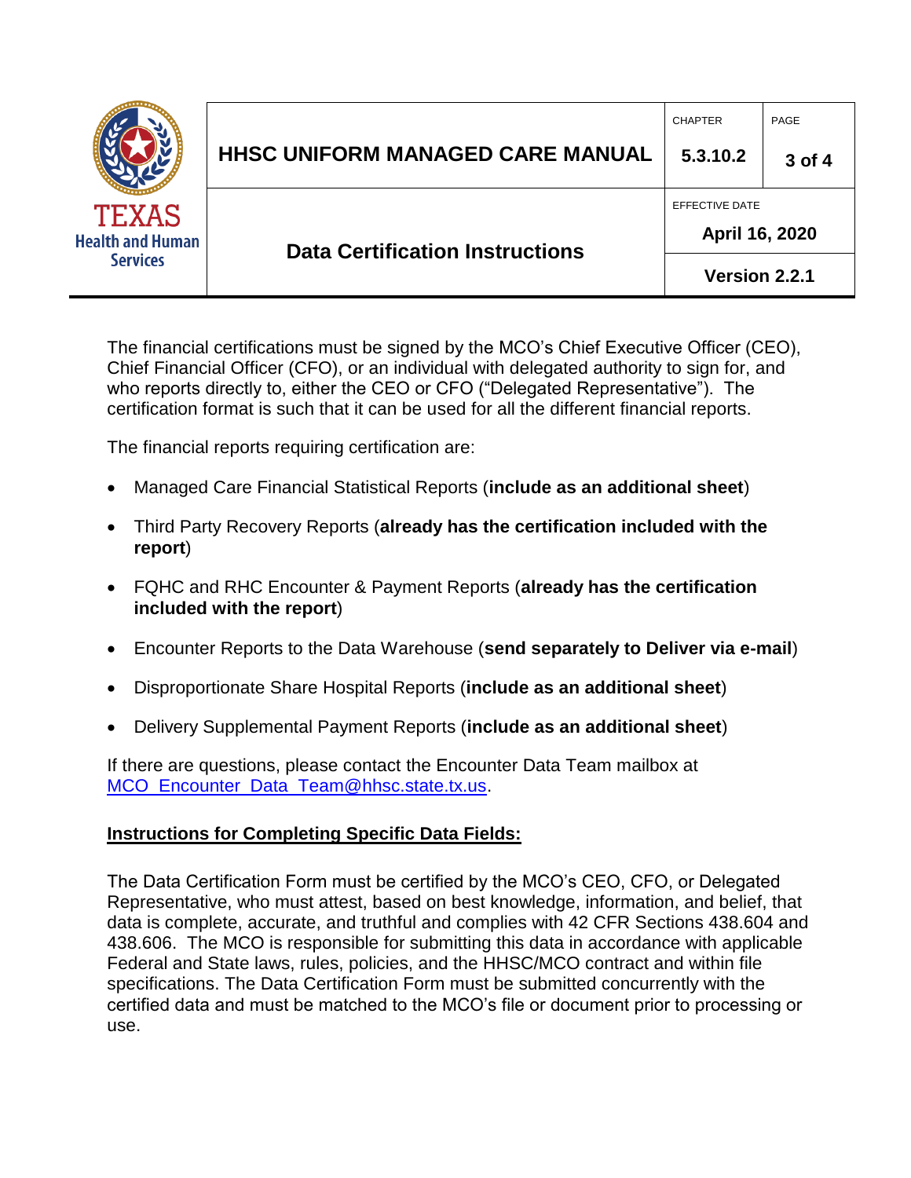The financial certifications must be signed by the MCO's Chief Executive Officer (CEO), Chief Financial Officer (CFO), or an individual with delegated authority to sign for, and who reports directly to, either the CEO or CFO ("Delegated Representative"). The certification format is such that it can be used for all the different financial reports.

The financial reports requiring certification are:

- Managed Care Financial Statistical Reports (**include as an additional sheet**)
- Third Party Recovery Reports (**already has the certification included with the report**)
- FQHC and RHC Encounter & Payment Reports (**already has the certification included with the report**)
- Encounter Reports to the Data Warehouse (**send separately to Deliver via e-mail**)
- Disproportionate Share Hospital Reports (**include as an additional sheet**)
- Delivery Supplemental Payment Reports (**include as an additional sheet**)

If there are questions, please contact the Encounter Data Team mailbox at MCO_Encounter_Data_Team@hhsc.state.tx.us.

## Instructions for Completing Specific Data Fields:

The Data Certification Form must be certified by the MCO's CEO, CFO, or Delegated Representative, who must attest, based on best knowledge, information, and belief, that data is complete, accurate, and truthful and complies with 42 CFR Sections 438.604 and 438.606. The MCO is responsible for submitting this data in accordance with applicable Federal and State laws, rules, policies, and the HHSC/MCO contract and within file specifications. The Data Certification Form must be submitted concurrently with the certified data and must be matched to the MCO's file or document prior to processing or use.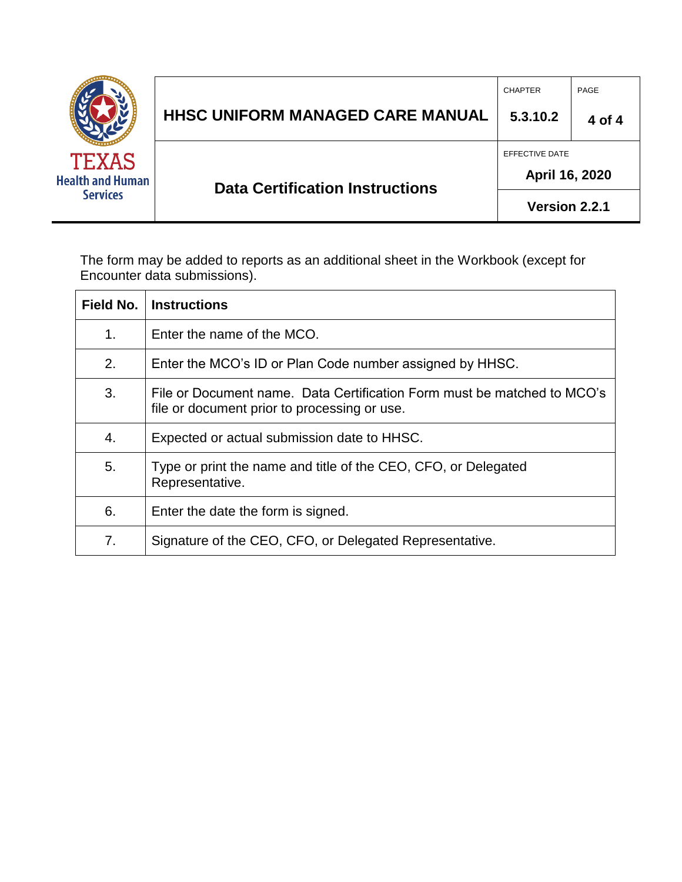The form may be added to reports as an additional sheet in the Workbook (except for Encounter data submissions).

| Field No. | Instructions |
| --- | --- |
| 1. | Enter the name of the MCO. |
| 2. | Enter the MCO's ID or Plan Code number assigned by HHSC. |
| 3. | File or Document name.  Data Certification Form must be matched to MCO's file or document prior to processing or use. |
| 4. | Expected or actual submission date to HHSC. |
| 5. | Type or print the name and title of the CEO, CFO, or Delegated Representative. |
| 6. | Enter the date the form is signed. |
| 7. | Signature of the CEO, CFO, or Delegated Representative. |